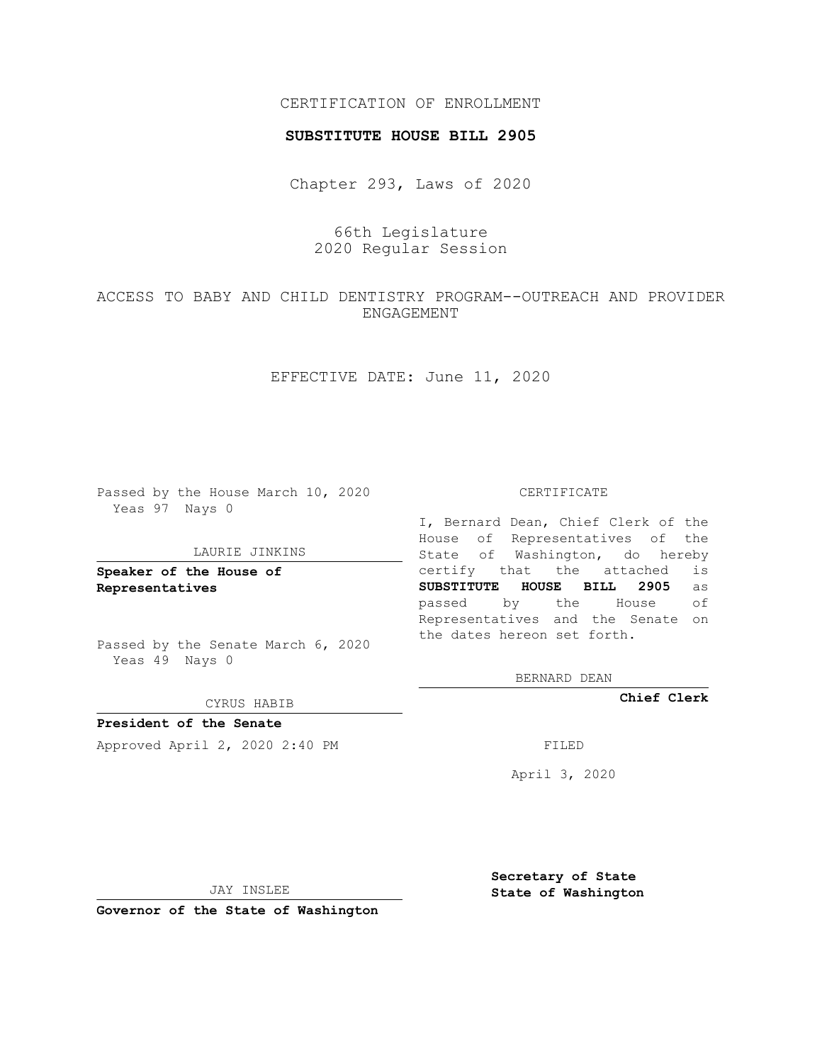CERTIFICATION OF ENROLLMENT

**SUBSTITUTE HOUSE BILL 2905**

Chapter 293, Laws of 2020

66th Legislature
2020 Regular Session

ACCESS TO BABY AND CHILD DENTISTRY PROGRAM--OUTREACH AND PROVIDER ENGAGEMENT

EFFECTIVE DATE: June 11, 2020

Passed by the House March 10, 2020
Yeas 97 Nays 0

LAURIE JINKINS

**Speaker of the House of Representatives**

Passed by the Senate March 6, 2020
Yeas 49 Nays 0

CYRUS HABIB

**President of the Senate**

Approved April 2, 2020 2:40 PM

JAY INSLEE

**Governor of the State of Washington**

CERTIFICATE

I, Bernard Dean, Chief Clerk of the House of Representatives of the State of Washington, do hereby certify that the attached is **SUBSTITUTE HOUSE BILL 2905** as passed by the House of Representatives and the Senate on the dates hereon set forth.

BERNARD DEAN

**Chief Clerk**

FILED

April 3, 2020

**Secretary of State**
**State of Washington**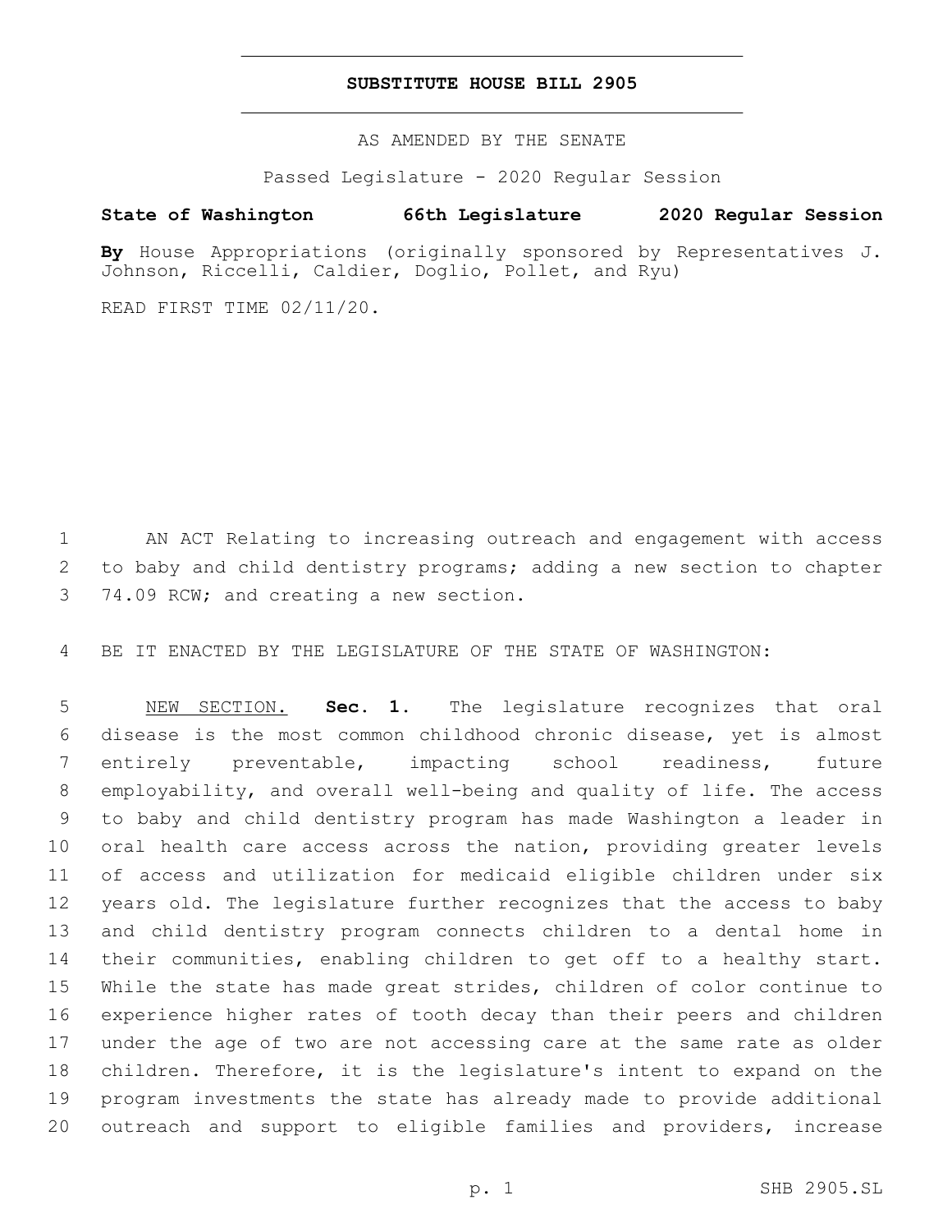# SUBSTITUTE HOUSE BILL 2905

AS AMENDED BY THE SENATE

Passed Legislature - 2020 Regular Session

**State of Washington 66th Legislature 2020 Regular Session**

**By** House Appropriations (originally sponsored by Representatives J. Johnson, Riccelli, Caldier, Doglio, Pollet, and Ryu)

READ FIRST TIME 02/11/20.

AN ACT Relating to increasing outreach and engagement with access to baby and child dentistry programs; adding a new section to chapter 74.09 RCW; and creating a new section.

BE IT ENACTED BY THE LEGISLATURE OF THE STATE OF WASHINGTON:

NEW SECTION. **Sec. 1.** The legislature recognizes that oral disease is the most common childhood chronic disease, yet is almost entirely preventable, impacting school readiness, future employability, and overall well-being and quality of life. The access to baby and child dentistry program has made Washington a leader in oral health care access across the nation, providing greater levels of access and utilization for medicaid eligible children under six years old. The legislature further recognizes that the access to baby and child dentistry program connects children to a dental home in their communities, enabling children to get off to a healthy start. While the state has made great strides, children of color continue to experience higher rates of tooth decay than their peers and children under the age of two are not accessing care at the same rate as older children. Therefore, it is the legislature's intent to expand on the program investments the state has already made to provide additional outreach and support to eligible families and providers, increase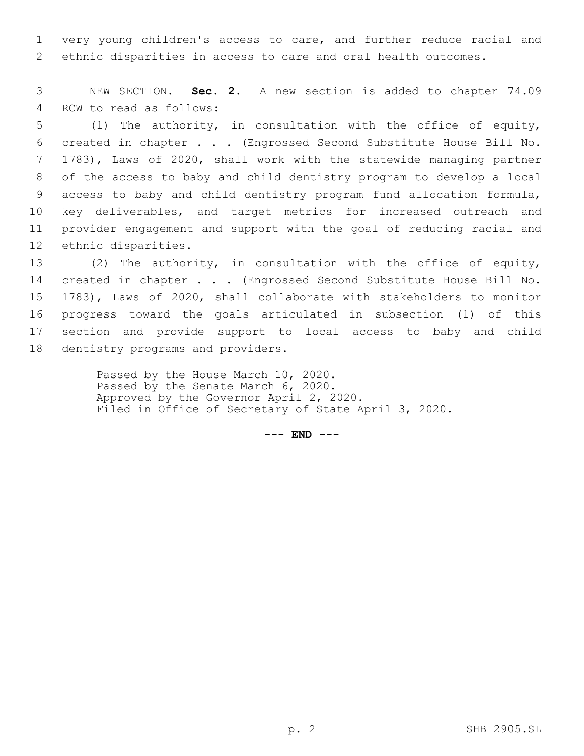very young children's access to care, and further reduce racial and ethnic disparities in access to care and oral health outcomes.

NEW SECTION. **Sec. 2.** A new section is added to chapter 74.09 RCW to read as follows:

(1) The authority, in consultation with the office of equity, created in chapter . . . (Engrossed Second Substitute House Bill No. 1783), Laws of 2020, shall work with the statewide managing partner of the access to baby and child dentistry program to develop a local access to baby and child dentistry program fund allocation formula, key deliverables, and target metrics for increased outreach and provider engagement and support with the goal of reducing racial and ethnic disparities.

(2) The authority, in consultation with the office of equity, created in chapter . . . (Engrossed Second Substitute House Bill No. 1783), Laws of 2020, shall collaborate with stakeholders to monitor progress toward the goals articulated in subsection (1) of this section and provide support to local access to baby and child dentistry programs and providers.

Passed by the House March 10, 2020.
Passed by the Senate March 6, 2020.
Approved by the Governor April 2, 2020.
Filed in Office of Secretary of State April 3, 2020.

**--- END ---**